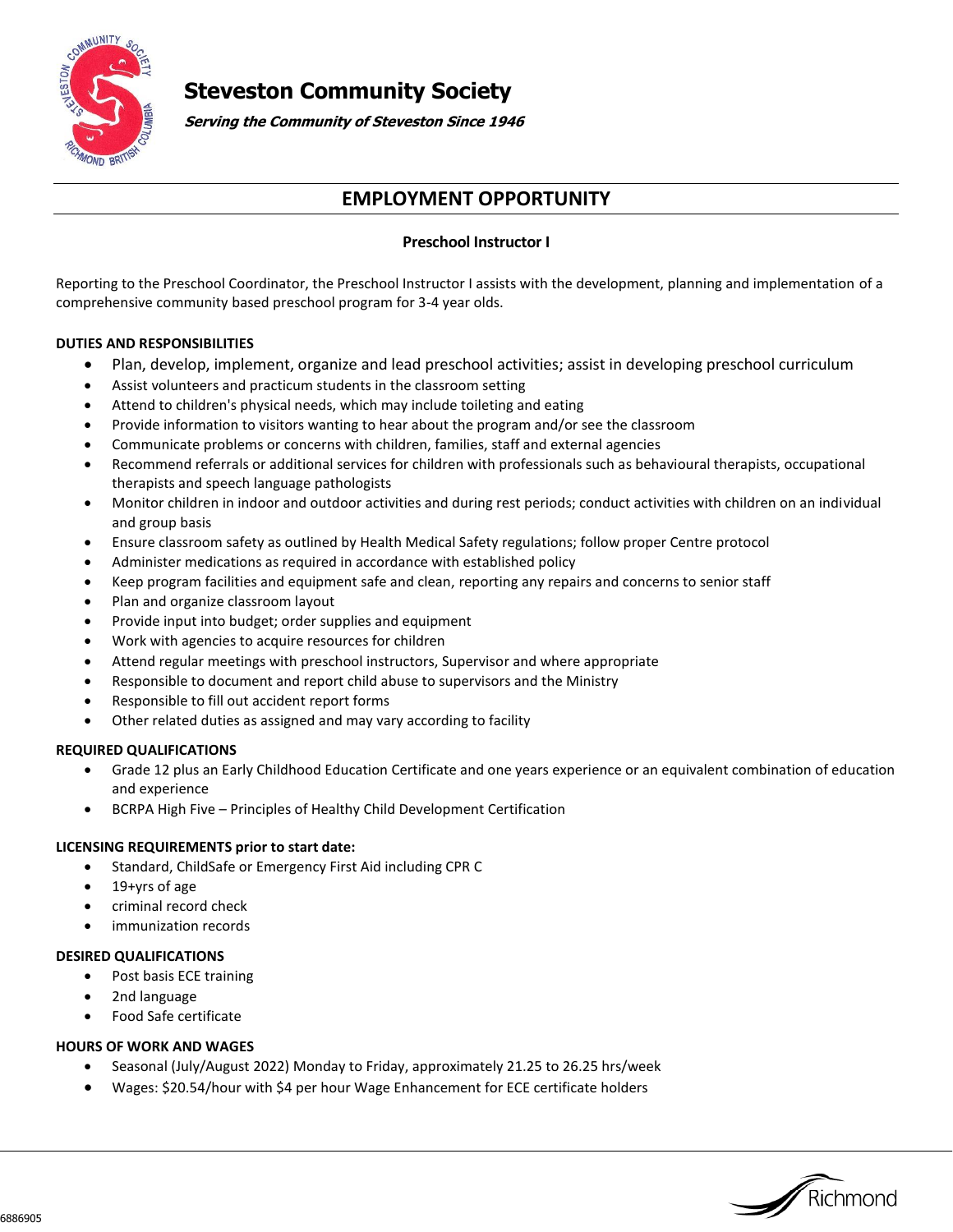# Steveston Community Society

***Serving the Community of Steveston Since 1946***

## EMPLOYMENT OPPORTUNITY

**Preschool Instructor I**

Reporting to the Preschool Coordinator, the Preschool Instructor I assists with the development, planning and implementation of a comprehensive community based preschool program for 3-4 year olds.

**DUTIES AND RESPONSIBILITIES**

- Plan, develop, implement, organize and lead preschool activities; assist in developing preschool curriculum
- Assist volunteers and practicum students in the classroom setting
- Attend to children's physical needs, which may include toileting and eating
- Provide information to visitors wanting to hear about the program and/or see the classroom
- Communicate problems or concerns with children, families, staff and external agencies
- Recommend referrals or additional services for children with professionals such as behavioural therapists, occupational therapists and speech language pathologists
- Monitor children in indoor and outdoor activities and during rest periods; conduct activities with children on an individual and group basis
- Ensure classroom safety as outlined by Health Medical Safety regulations; follow proper Centre protocol
- Administer medications as required in accordance with established policy
- Keep program facilities and equipment safe and clean, reporting any repairs and concerns to senior staff
- Plan and organize classroom layout
- Provide input into budget; order supplies and equipment
- Work with agencies to acquire resources for children
- Attend regular meetings with preschool instructors, Supervisor and where appropriate
- Responsible to document and report child abuse to supervisors and the Ministry
- Responsible to fill out accident report forms
- Other related duties as assigned and may vary according to facility

**REQUIRED QUALIFICATIONS**

- Grade 12 plus an Early Childhood Education Certificate and one years experience or an equivalent combination of education and experience
- BCRPA High Five – Principles of Healthy Child Development Certification

**LICENSING REQUIREMENTS prior to start date:**

- Standard, ChildSafe or Emergency First Aid including CPR C
- 19+yrs of age
- criminal record check
- immunization records

**DESIRED QUALIFICATIONS**

- Post basis ECE training
- 2nd language
- Food Safe certificate

**HOURS OF WORK AND WAGES**

- Seasonal (July/August 2022) Monday to Friday, approximately 21.25 to 26.25 hrs/week
- Wages: $20.54/hour with $4 per hour Wage Enhancement for ECE certificate holders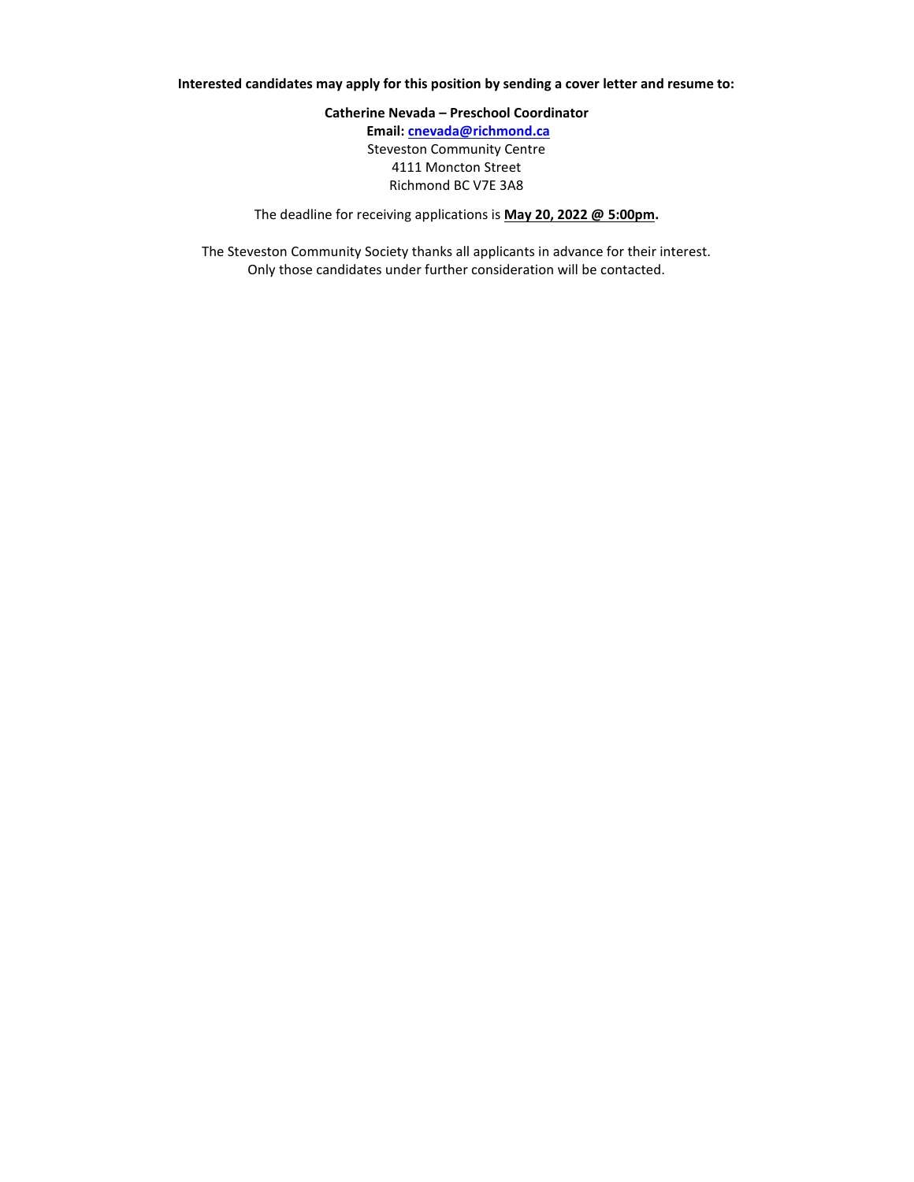**Interested candidates may apply for this position by sending a cover letter and resume to:**

**Catherine Nevada – Preschool Coordinator**
**Email: cnevada@richmond.ca**
Steveston Community Centre
4111 Moncton Street
Richmond BC V7E 3A8

The deadline for receiving applications is **May 20, 2022 @ 5:00pm.**

The Steveston Community Society thanks all applicants in advance for their interest.
Only those candidates under further consideration will be contacted.